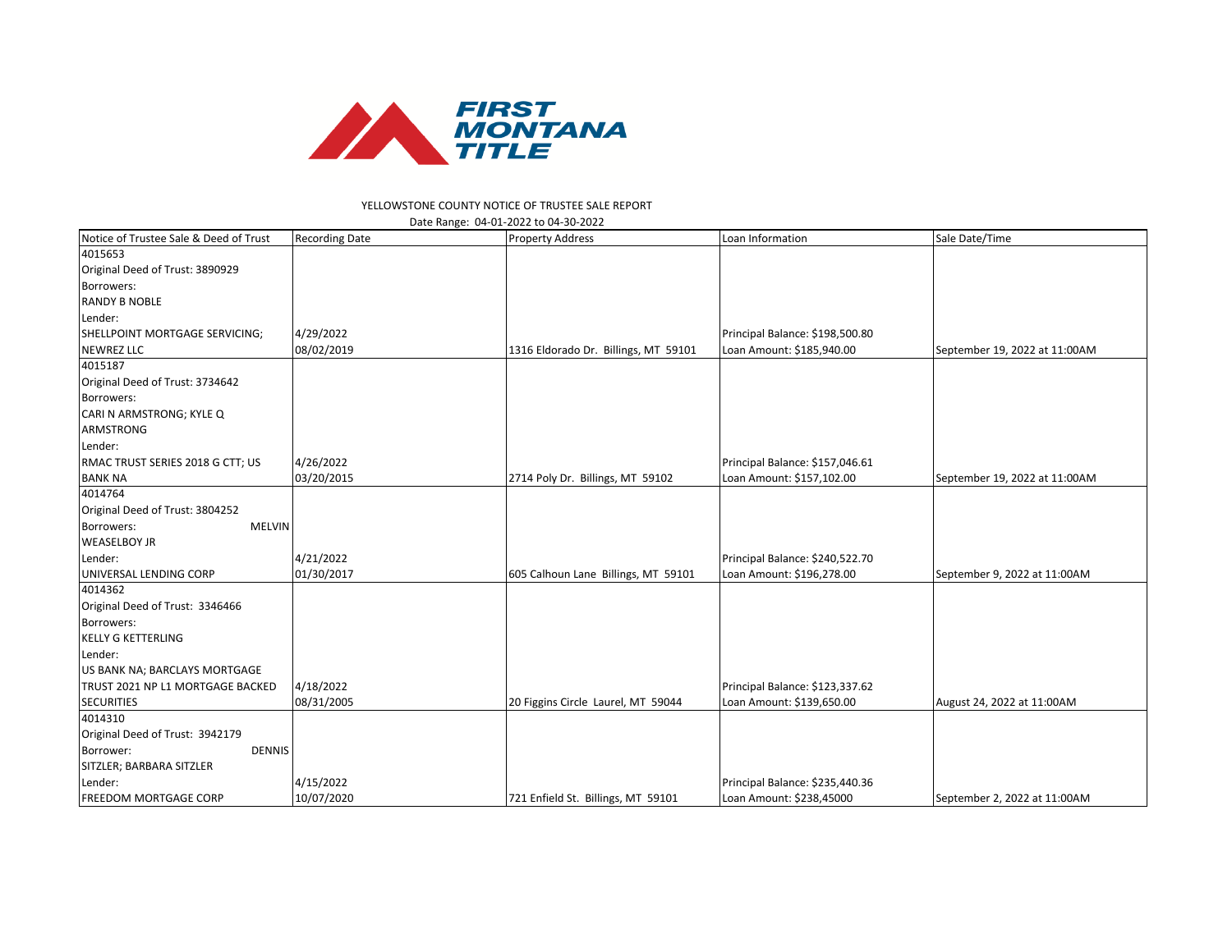FIRST MONTANA TITLE

YELLOWSTONE COUNTY NOTICE OF TRUSTEE SALE REPORT

Date Range: 04-01-2022 to 04-30-2022

| Notice of Trustee Sale & Deed of Trust | Recording Date | Property Address | Loan Information | Sale Date/Time |
|---|---|---|---|---|
| 4015653<br>Original Deed of Trust: 3890929<br>Borrowers:<br>RANDY B NOBLE<br>Lender:<br>SHELLPOINT MORTGAGE SERVICING; NEWREZ LLC | 4/29/2022<br>08/02/2019 | 1316 Eldorado Dr. Billings, MT 59101 | Principal Balance: $198,500.80<br>Loan Amount: $185,940.00 | September 19, 2022 at 11:00AM |
| 4015187<br>Original Deed of Trust: 3734642<br>Borrowers:<br>CARI N ARMSTRONG; KYLE Q ARMSTRONG<br>Lender:<br>RMAC TRUST SERIES 2018 G CTT; US BANK NA | 4/26/2022<br>03/20/2015 | 2714 Poly Dr. Billings, MT 59102 | Principal Balance: $157,046.61<br>Loan Amount: $157,102.00 | September 19, 2022 at 11:00AM |
| 4014764<br>Original Deed of Trust: 3804252<br>Borrowers: MELVIN WEASELBOY JR<br>Lender:<br>UNIVERSAL LENDING CORP | 4/21/2022<br>01/30/2017 | 605 Calhoun Lane Billings, MT 59101 | Principal Balance: $240,522.70<br>Loan Amount: $196,278.00 | September 9, 2022 at 11:00AM |
| 4014362<br>Original Deed of Trust: 3346466<br>Borrowers:<br>KELLY G KETTERLING<br>Lender:<br>US BANK NA; BARCLAYS MORTGAGE TRUST 2021 NP L1 MORTGAGE BACKED SECURITIES | 4/18/2022<br>08/31/2005 | 20 Figgins Circle Laurel, MT 59044 | Principal Balance: $123,337.62<br>Loan Amount: $139,650.00 | August 24, 2022 at 11:00AM |
| 4014310<br>Original Deed of Trust: 3942179<br>Borrower: DENNIS SITZLER; BARBARA SITZLER<br>Lender:<br>FREEDOM MORTGAGE CORP | 4/15/2022<br>10/07/2020 | 721 Enfield St. Billings, MT 59101 | Principal Balance: $235,440.36<br>Loan Amount: $238,45000 | September 2, 2022 at 11:00AM |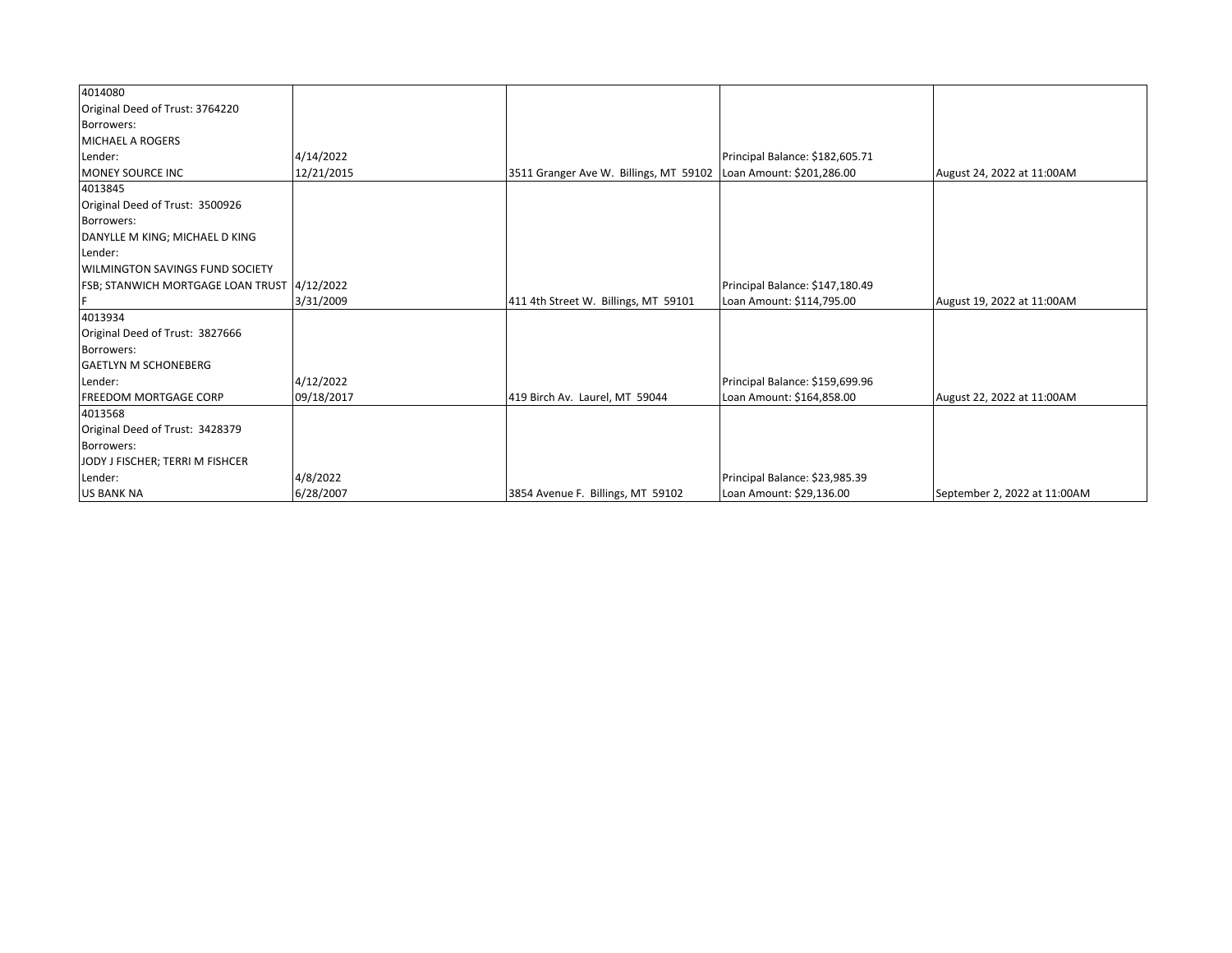| | | | | |
|---|---|---|---|---|
| 4014080<br>Original Deed of Trust: 3764220<br>Borrowers:<br>MICHAEL A ROGERS<br>Lender:<br>MONEY SOURCE INC | 4/14/2022<br>12/21/2015 | 3511 Granger Ave W. Billings, MT 59102 | Principal Balance: $182,605.71<br>Loan Amount: $201,286.00 | August 24, 2022 at 11:00AM |
| 4013845<br>Original Deed of Trust: 3500926<br>Borrowers:<br>DANYLLE M KING; MICHAEL D KING<br>Lender:<br>WILMINGTON SAVINGS FUND SOCIETY<br>FSB; STANWICH MORTGAGE LOAN TRUST<br>F | 4/12/2022<br>3/31/2009 | 411 4th Street W. Billings, MT 59101 | Principal Balance: $147,180.49<br>Loan Amount: $114,795.00 | August 19, 2022 at 11:00AM |
| 4013934<br>Original Deed of Trust: 3827666<br>Borrowers:<br>GAETLYN M SCHONEBERG<br>Lender:<br>FREEDOM MORTGAGE CORP | 4/12/2022<br>09/18/2017 | 419 Birch Av. Laurel, MT 59044 | Principal Balance: $159,699.96<br>Loan Amount: $164,858.00 | August 22, 2022 at 11:00AM |
| 4013568<br>Original Deed of Trust: 3428379<br>Borrowers:<br>JODY J FISCHER; TERRI M FISHCER<br>Lender:<br>US BANK NA | 4/8/2022<br>6/28/2007 | 3854 Avenue F. Billings, MT 59102 | Principal Balance: $23,985.39<br>Loan Amount: $29,136.00 | September 2, 2022 at 11:00AM |